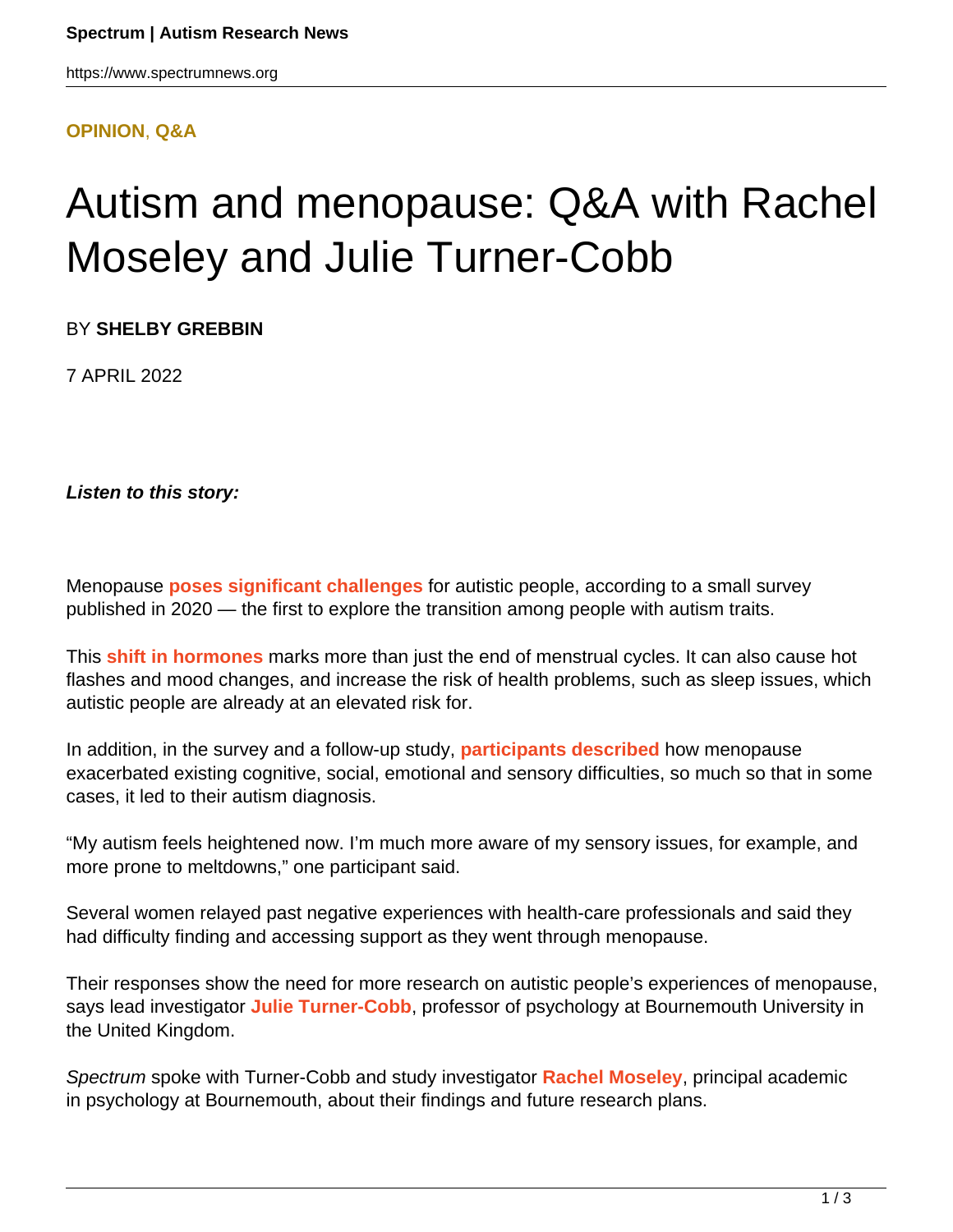**OPINION, Q&A**

# Autism and menopause: Q&A with Rachel Moseley and Julie Turner-Cobb

BY **SHELBY GREBBIN**

7 APRIL 2022

***Listen to this story:***

Menopause **poses significant challenges** for autistic people, according to a small survey published in 2020 — the first to explore the transition among people with autism traits.

This **shift in hormones** marks more than just the end of menstrual cycles. It can also cause hot flashes and mood changes, and increase the risk of health problems, such as sleep issues, which autistic people are already at an elevated risk for.

In addition, in the survey and a follow-up study, **participants described** how menopause exacerbated existing cognitive, social, emotional and sensory difficulties, so much so that in some cases, it led to their autism diagnosis.

"My autism feels heightened now. I'm much more aware of my sensory issues, for example, and more prone to meltdowns," one participant said.

Several women relayed past negative experiences with health-care professionals and said they had difficulty finding and accessing support as they went through menopause.

Their responses show the need for more research on autistic people's experiences of menopause, says lead investigator **Julie Turner-Cobb**, professor of psychology at Bournemouth University in the United Kingdom.

*Spectrum* spoke with Turner-Cobb and study investigator **Rachel Moseley**, principal academic in psychology at Bournemouth, about their findings and future research plans.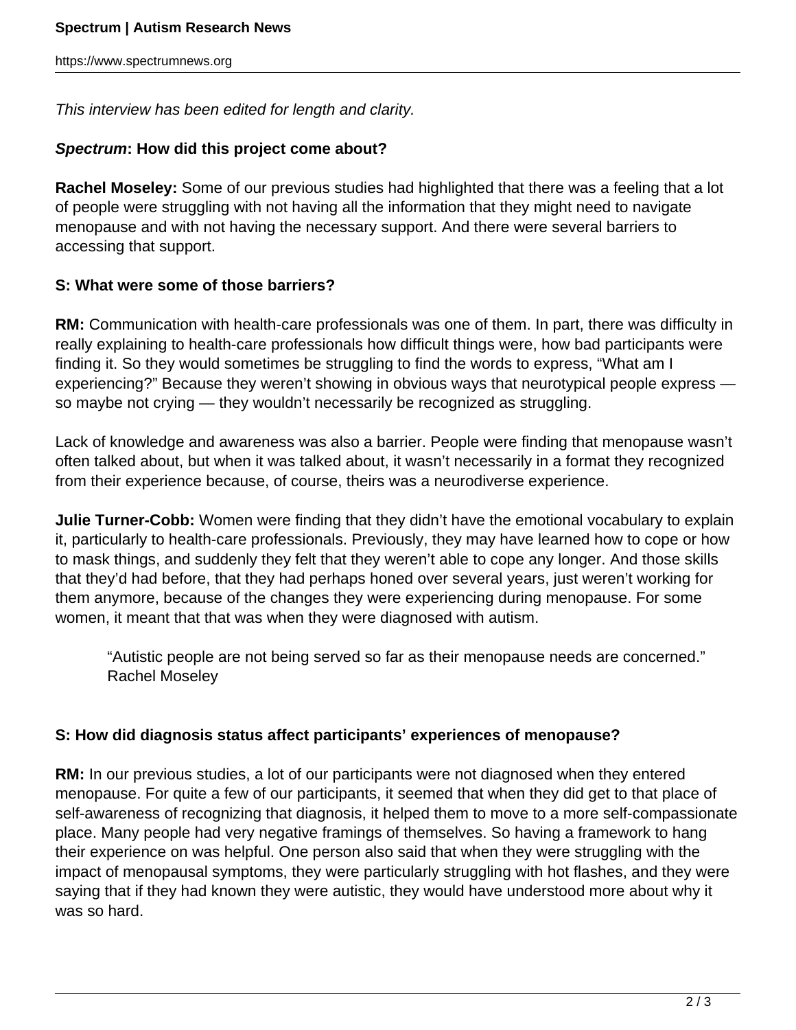*This interview has been edited for length and clarity.*

***Spectrum*: How did this project come about?**

**Rachel Moseley:** Some of our previous studies had highlighted that there was a feeling that a lot of people were struggling with not having all the information that they might need to navigate menopause and with not having the necessary support. And there were several barriers to accessing that support.

**S: What were some of those barriers?**

**RM:** Communication with health-care professionals was one of them. In part, there was difficulty in really explaining to health-care professionals how difficult things were, how bad participants were finding it. So they would sometimes be struggling to find the words to express, "What am I experiencing?" Because they weren't showing in obvious ways that neurotypical people express — so maybe not crying — they wouldn't necessarily be recognized as struggling.

Lack of knowledge and awareness was also a barrier. People were finding that menopause wasn't often talked about, but when it was talked about, it wasn't necessarily in a format they recognized from their experience because, of course, theirs was a neurodiverse experience.

**Julie Turner-Cobb:** Women were finding that they didn't have the emotional vocabulary to explain it, particularly to health-care professionals. Previously, they may have learned how to cope or how to mask things, and suddenly they felt that they weren't able to cope any longer. And those skills that they'd had before, that they had perhaps honed over several years, just weren't working for them anymore, because of the changes they were experiencing during menopause. For some women, it meant that that was when they were diagnosed with autism.

> "Autistic people are not being served so far as their menopause needs are concerned."
> Rachel Moseley

**S: How did diagnosis status affect participants' experiences of menopause?**

**RM:** In our previous studies, a lot of our participants were not diagnosed when they entered menopause. For quite a few of our participants, it seemed that when they did get to that place of self-awareness of recognizing that diagnosis, it helped them to move to a more self-compassionate place. Many people had very negative framings of themselves. So having a framework to hang their experience on was helpful. One person also said that when they were struggling with the impact of menopausal symptoms, they were particularly struggling with hot flashes, and they were saying that if they had known they were autistic, they would have understood more about why it was so hard.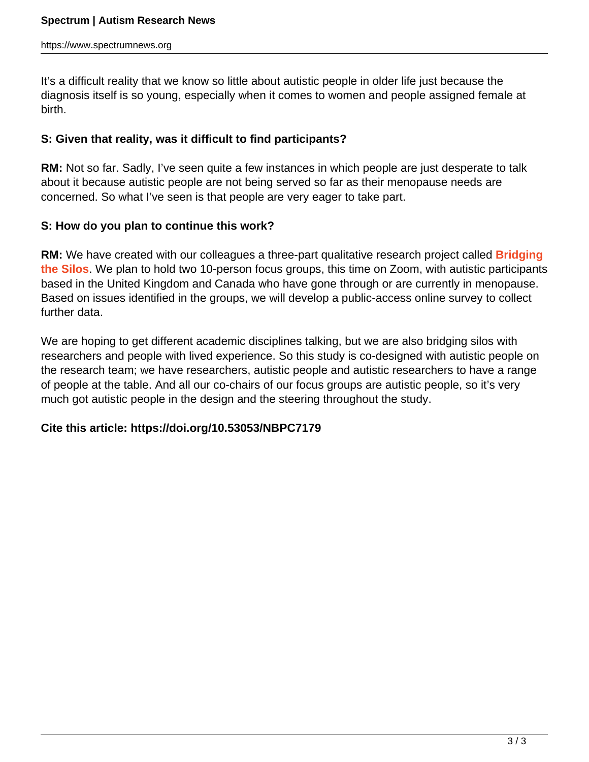It's a difficult reality that we know so little about autistic people in older life just because the diagnosis itself is so young, especially when it comes to women and people assigned female at birth.

**S: Given that reality, was it difficult to find participants?**

**RM:** Not so far. Sadly, I've seen quite a few instances in which people are just desperate to talk about it because autistic people are not being served so far as their menopause needs are concerned. So what I've seen is that people are very eager to take part.

**S: How do you plan to continue this work?**

**RM:** We have created with our colleagues a three-part qualitative research project called **Bridging the Silos**. We plan to hold two 10-person focus groups, this time on Zoom, with autistic participants based in the United Kingdom and Canada who have gone through or are currently in menopause. Based on issues identified in the groups, we will develop a public-access online survey to collect further data.

We are hoping to get different academic disciplines talking, but we are also bridging silos with researchers and people with lived experience. So this study is co-designed with autistic people on the research team; we have researchers, autistic people and autistic researchers to have a range of people at the table. And all our co-chairs of our focus groups are autistic people, so it's very much got autistic people in the design and the steering throughout the study.

**Cite this article: https://doi.org/10.53053/NBPC7179**